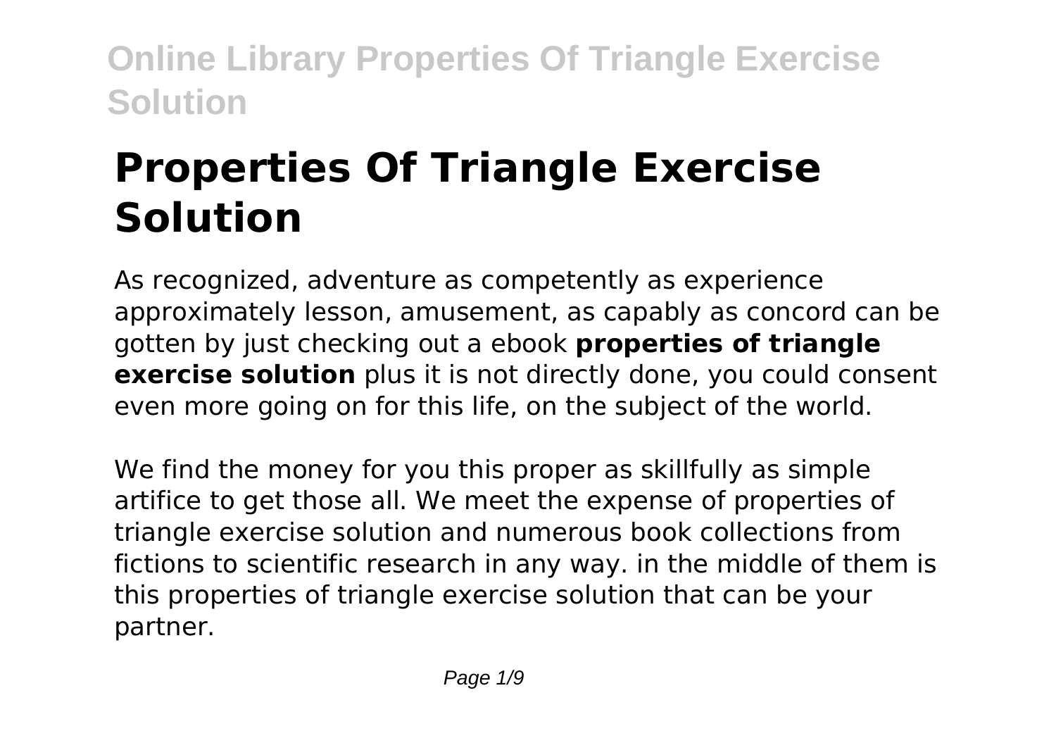# Properties Of Triangle Exercise Solution

As recognized, adventure as competently as experience approximately lesson, amusement, as capably as concord can be gotten by just checking out a ebook **properties of triangle exercise solution** plus it is not directly done, you could consent even more going on for this life, on the subject of the world.

We find the money for you this proper as skillfully as simple artifice to get those all. We meet the expense of properties of triangle exercise solution and numerous book collections from fictions to scientific research in any way. in the middle of them is this properties of triangle exercise solution that can be your partner.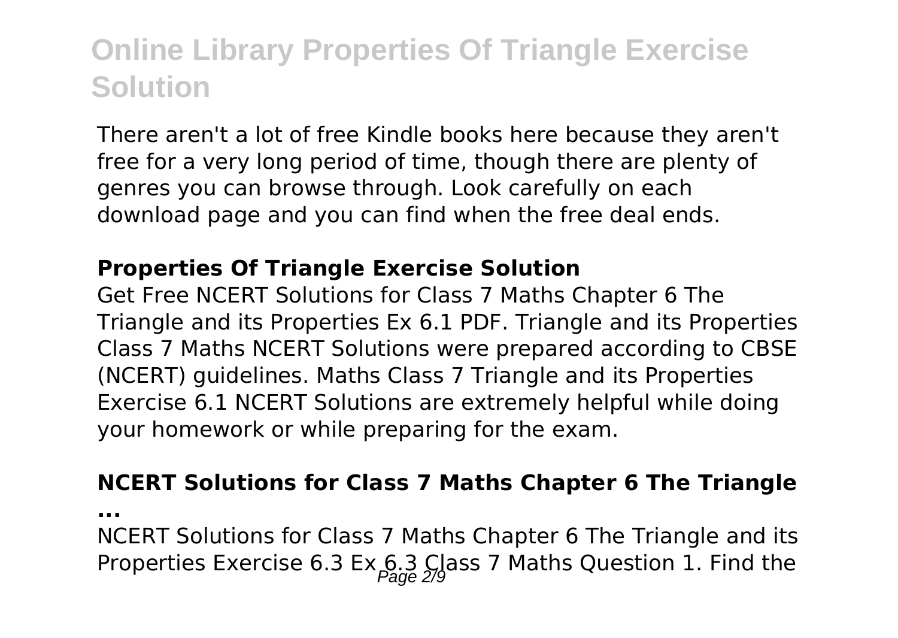There aren't a lot of free Kindle books here because they aren't free for a very long period of time, though there are plenty of genres you can browse through. Look carefully on each download page and you can find when the free deal ends.

### Properties Of Triangle Exercise Solution

Get Free NCERT Solutions for Class 7 Maths Chapter 6 The Triangle and its Properties Ex 6.1 PDF. Triangle and its Properties Class 7 Maths NCERT Solutions were prepared according to CBSE (NCERT) guidelines. Maths Class 7 Triangle and its Properties Exercise 6.1 NCERT Solutions are extremely helpful while doing your homework or while preparing for the exam.

### NCERT Solutions for Class 7 Maths Chapter 6 The Triangle ...

NCERT Solutions for Class 7 Maths Chapter 6 The Triangle and its Properties Exercise 6.3 Ex 6.3 Class 7 Maths Question 1. Find the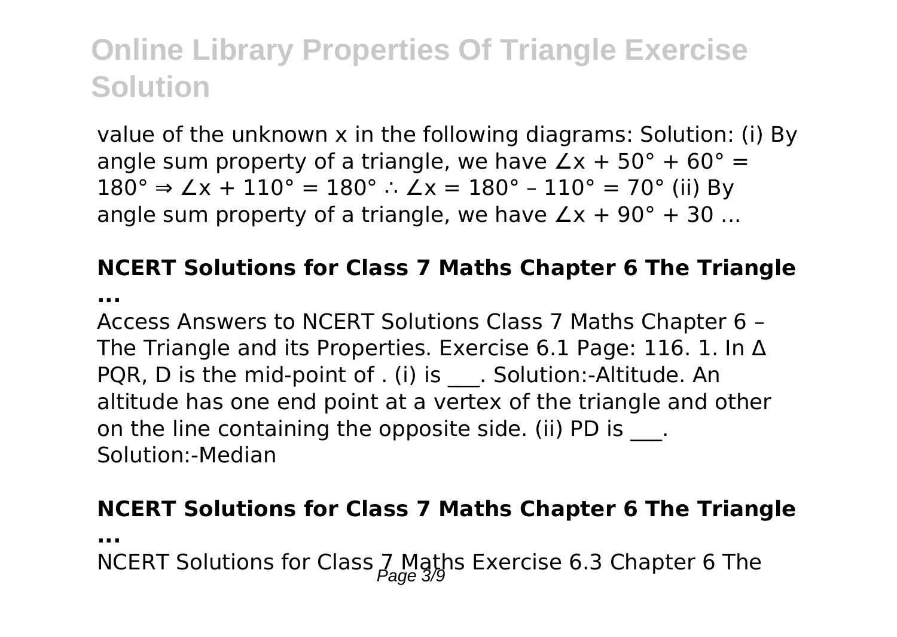value of the unknown x in the following diagrams: Solution: (i) By angle sum property of a triangle, we have $\angle x + 50° + 60° = 180° \Rightarrow \angle x + 110° = 180° \therefore \angle x = 180° – 110° = 70°$ (ii) By angle sum property of a triangle, we have $\angle x + 90° + 30$ ...

### NCERT Solutions for Class 7 Maths Chapter 6 The Triangle ...

Access Answers to NCERT Solutions Class 7 Maths Chapter 6 – The Triangle and its Properties. Exercise 6.1 Page: 116. 1. In Δ PQR, D is the mid-point of . (i) is ___. Solution:-Altitude. An altitude has one end point at a vertex of the triangle and other on the line containing the opposite side. (ii) PD is ___. Solution:-Median

### NCERT Solutions for Class 7 Maths Chapter 6 The Triangle ...

NCERT Solutions for Class 7 Maths Exercise 6.3 Chapter 6 The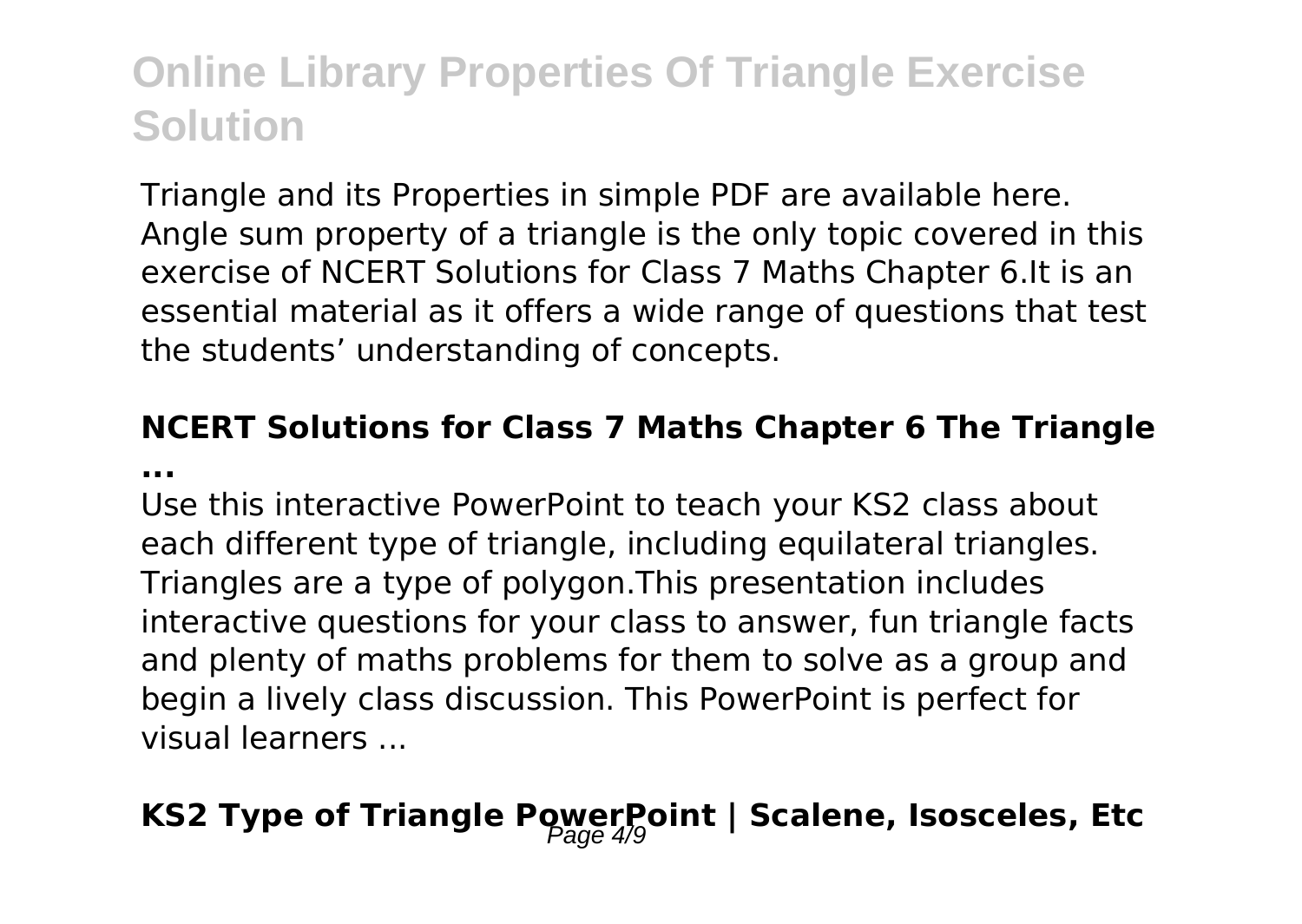Triangle and its Properties in simple PDF are available here. Angle sum property of a triangle is the only topic covered in this exercise of NCERT Solutions for Class 7 Maths Chapter 6.It is an essential material as it offers a wide range of questions that test the students' understanding of concepts.

### NCERT Solutions for Class 7 Maths Chapter 6 The Triangle ...

Use this interactive PowerPoint to teach your KS2 class about each different type of triangle, including equilateral triangles. Triangles are a type of polygon.This presentation includes interactive questions for your class to answer, fun triangle facts and plenty of maths problems for them to solve as a group and begin a lively class discussion. This PowerPoint is perfect for visual learners ...

### KS2 Type of Triangle PowerPoint | Scalene, Isosceles, Etc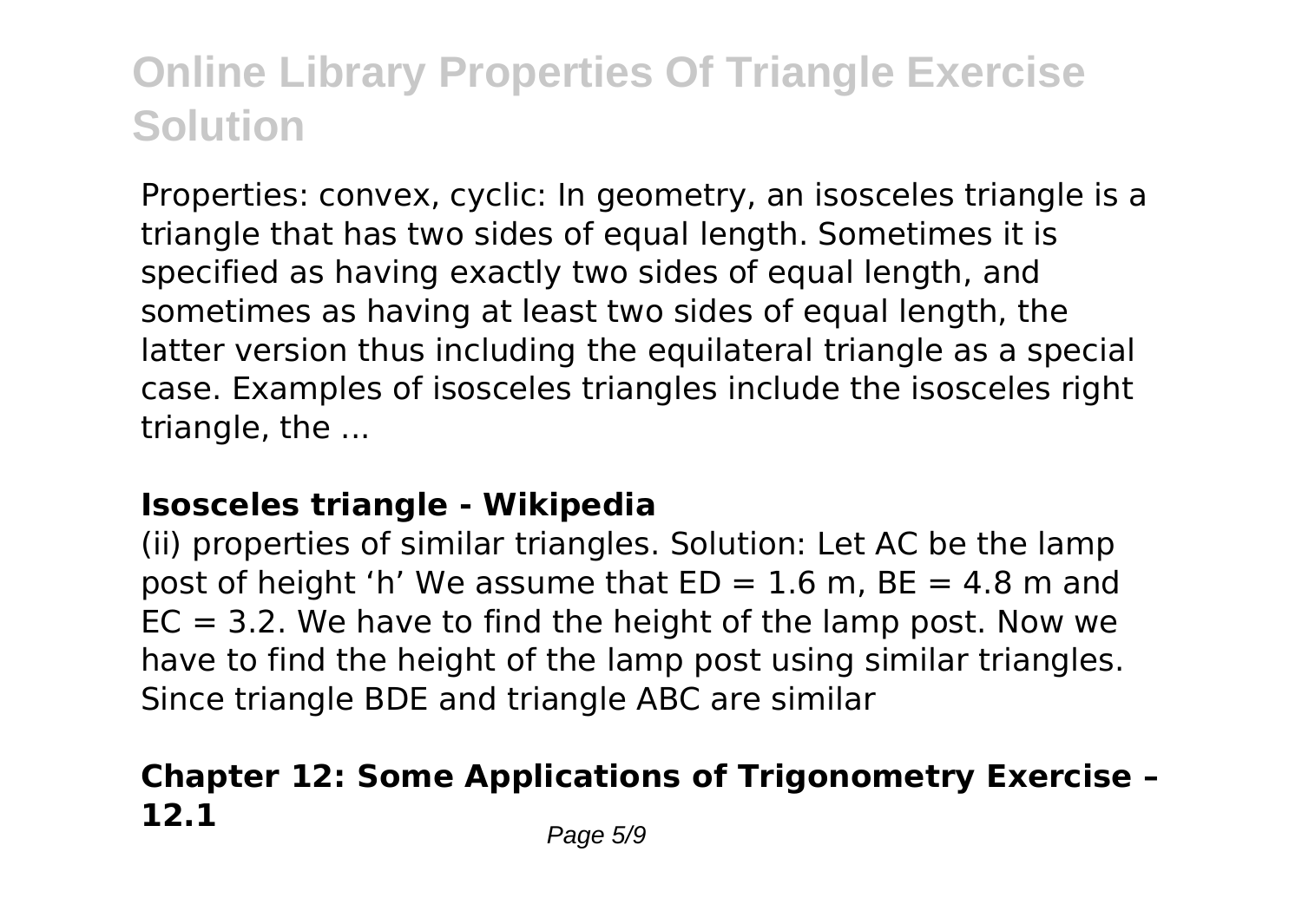Properties: convex, cyclic: In geometry, an isosceles triangle is a triangle that has two sides of equal length. Sometimes it is specified as having exactly two sides of equal length, and sometimes as having at least two sides of equal length, the latter version thus including the equilateral triangle as a special case. Examples of isosceles triangles include the isosceles right triangle, the ...

### Isosceles triangle - Wikipedia

(ii) properties of similar triangles. Solution: Let AC be the lamp post of height 'h' We assume that $ED = 1.6$ m, $BE = 4.8$ m and $EC = 3.2$. We have to find the height of the lamp post. Now we have to find the height of the lamp post using similar triangles. Since triangle BDE and triangle ABC are similar

### Chapter 12: Some Applications of Trigonometry Exercise – 12.1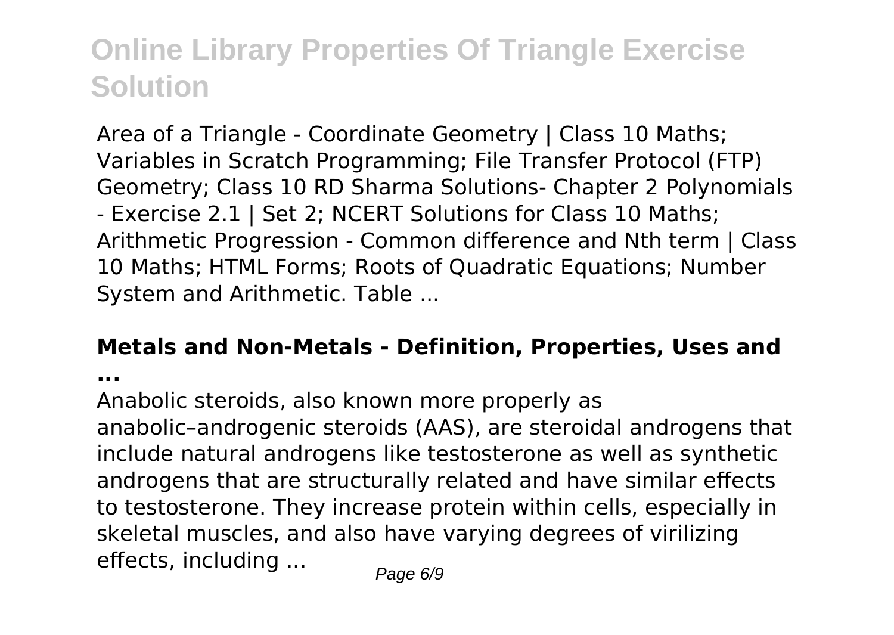Area of a Triangle - Coordinate Geometry | Class 10 Maths; Variables in Scratch Programming; File Transfer Protocol (FTP) Geometry; Class 10 RD Sharma Solutions- Chapter 2 Polynomials - Exercise 2.1 | Set 2; NCERT Solutions for Class 10 Maths; Arithmetic Progression - Common difference and Nth term | Class 10 Maths; HTML Forms; Roots of Quadratic Equations; Number System and Arithmetic. Table ...

**Metals and Non-Metals - Definition, Properties, Uses and ...**

Anabolic steroids, also known more properly as anabolic–androgenic steroids (AAS), are steroidal androgens that include natural androgens like testosterone as well as synthetic androgens that are structurally related and have similar effects to testosterone. They increase protein within cells, especially in skeletal muscles, and also have varying degrees of virilizing effects, including ...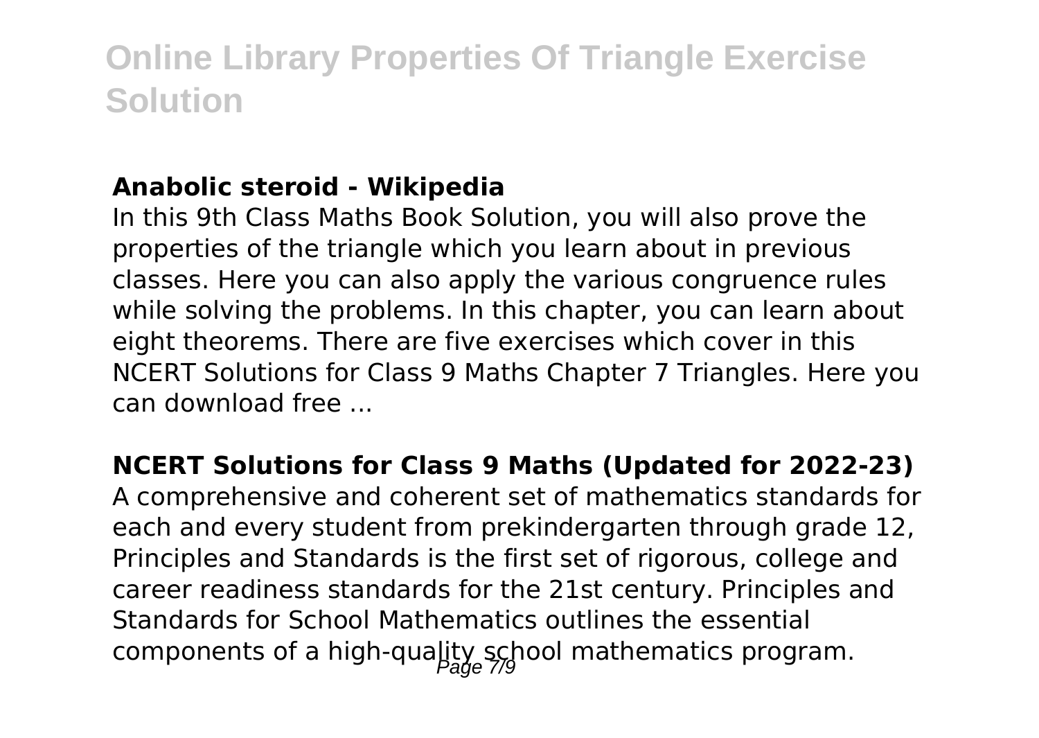### Anabolic steroid - Wikipedia

In this 9th Class Maths Book Solution, you will also prove the properties of the triangle which you learn about in previous classes. Here you can also apply the various congruence rules while solving the problems. In this chapter, you can learn about eight theorems. There are five exercises which cover in this NCERT Solutions for Class 9 Maths Chapter 7 Triangles. Here you can download free ...

### NCERT Solutions for Class 9 Maths (Updated for 2022-23)

A comprehensive and coherent set of mathematics standards for each and every student from prekindergarten through grade 12, Principles and Standards is the first set of rigorous, college and career readiness standards for the 21st century. Principles and Standards for School Mathematics outlines the essential components of a high-quality school mathematics program.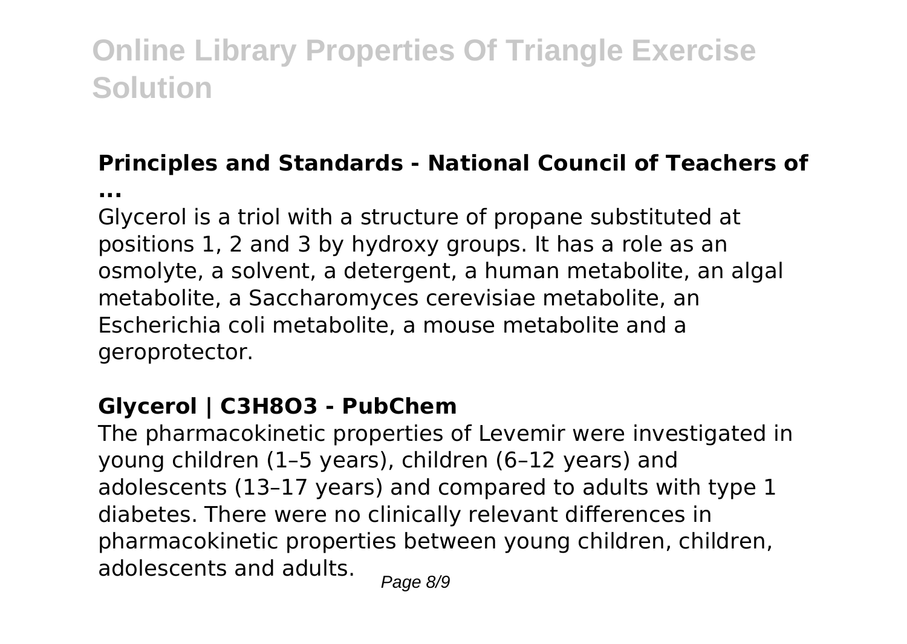### Principles and Standards - National Council of Teachers of ...

Glycerol is a triol with a structure of propane substituted at positions 1, 2 and 3 by hydroxy groups. It has a role as an osmolyte, a solvent, a detergent, a human metabolite, an algal metabolite, a Saccharomyces cerevisiae metabolite, an Escherichia coli metabolite, a mouse metabolite and a geroprotector.

### Glycerol | $C_3H_8O_3$ - PubChem

The pharmacokinetic properties of Levemir were investigated in young children (1–5 years), children (6–12 years) and adolescents (13–17 years) and compared to adults with type 1 diabetes. There were no clinically relevant differences in pharmacokinetic properties between young children, children, adolescents and adults.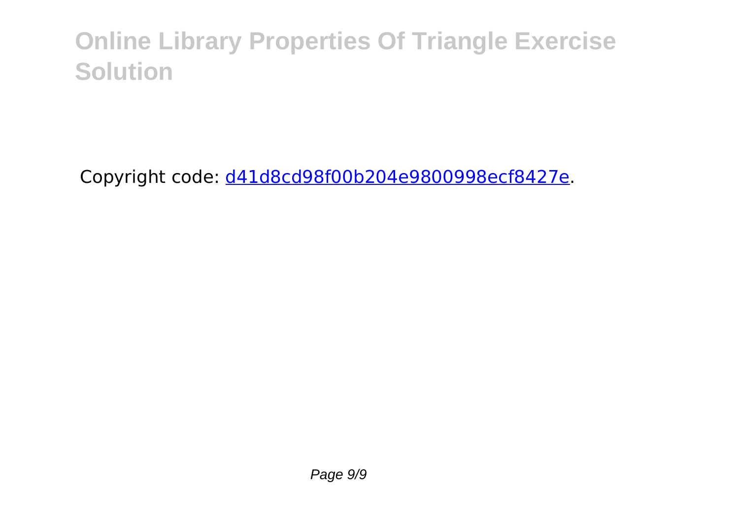Copyright code: [d41d8cd98f00b204e9800998ecf8427e](d41d8cd98f00b204e9800998ecf8427e).